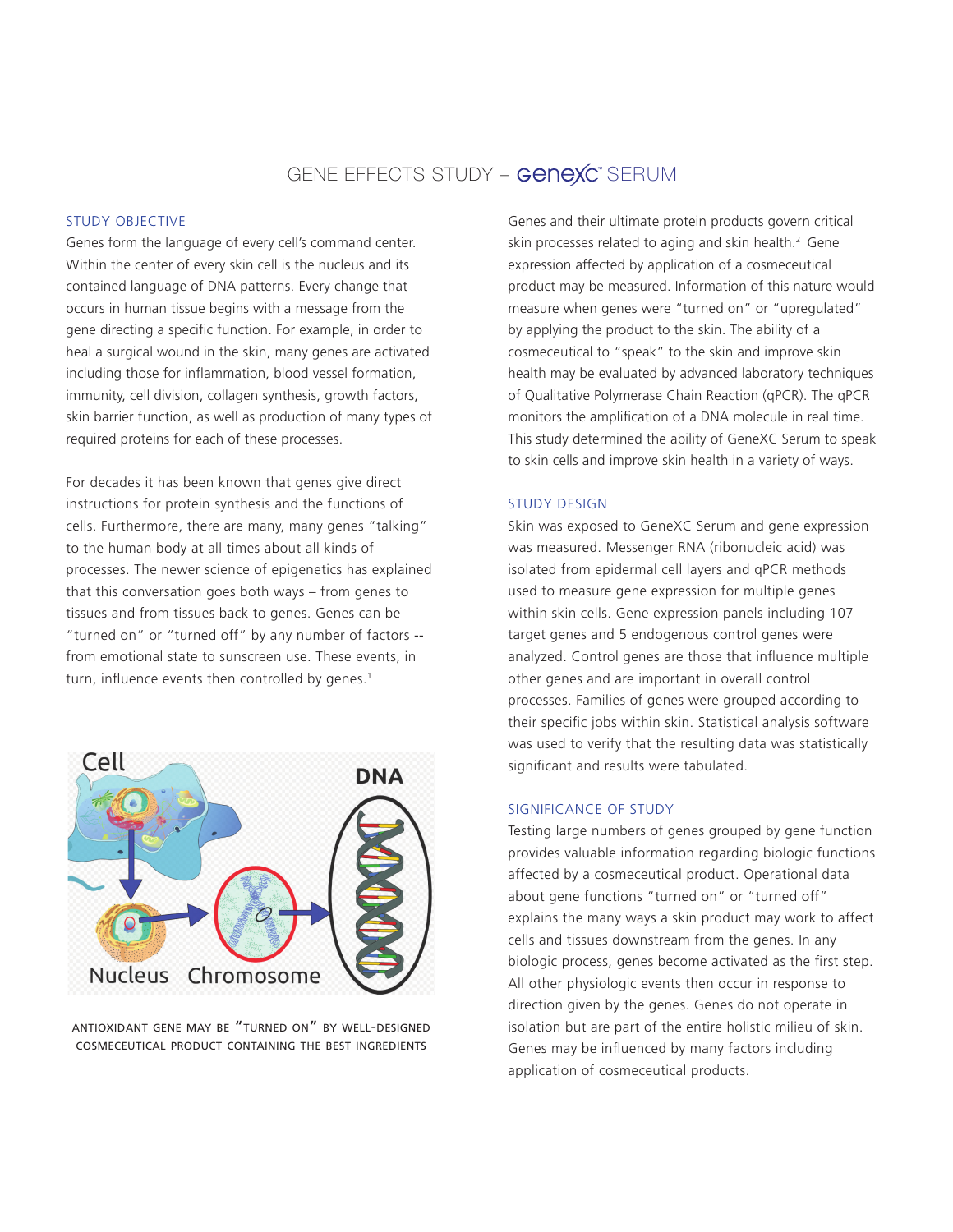# GENE EFFECTS STUDY – GeneXC SERUM

## STUDY OBJECTIVE

Genes form the language of every cell's command center. Within the center of every skin cell is the nucleus and its contained language of DNA patterns. Every change that occurs in human tissue begins with a message from the gene directing a specific function. For example, in order to heal a surgical wound in the skin, many genes are activated including those for inflammation, blood vessel formation, immunity, cell division, collagen synthesis, growth factors, skin barrier function, as well as production of many types of required proteins for each of these processes.

For decades it has been known that genes give direct instructions for protein synthesis and the functions of cells. Furthermore, there are many, many genes "talking" to the human body at all times about all kinds of processes. The newer science of epigenetics has explained that this conversation goes both ways – from genes to tissues and from tissues back to genes. Genes can be "turned on" or "turned off" by any number of factors -- from emotional state to sunscreen use. These events, in turn, influence events then controlled by genes.[1]

ANTIOXIDANT GENE MAY BE "TURNED ON" BY WELL-DESIGNED COSMECEUTICAL PRODUCT CONTAINING THE BEST INGREDIENTS

Genes and their ultimate protein products govern critical skin processes related to aging and skin health.[2] Gene expression affected by application of a cosmeceutical product may be measured. Information of this nature would measure when genes were "turned on" or "upregulated" by applying the product to the skin. The ability of a cosmeceutical to "speak" to the skin and improve skin health may be evaluated by advanced laboratory techniques of Qualitative Polymerase Chain Reaction (qPCR). The qPCR monitors the amplification of a DNA molecule in real time. This study determined the ability of GeneXC Serum to speak to skin cells and improve skin health in a variety of ways.

## STUDY DESIGN

Skin was exposed to GeneXC Serum and gene expression was measured. Messenger RNA (ribonucleic acid) was isolated from epidermal cell layers and qPCR methods used to measure gene expression for multiple genes within skin cells. Gene expression panels including 107 target genes and 5 endogenous control genes were analyzed. Control genes are those that influence multiple other genes and are important in overall control processes. Families of genes were grouped according to their specific jobs within skin. Statistical analysis software was used to verify that the resulting data was statistically significant and results were tabulated.

## SIGNIFICANCE OF STUDY

Testing large numbers of genes grouped by gene function provides valuable information regarding biologic functions affected by a cosmeceutical product. Operational data about gene functions "turned on" or "turned off" explains the many ways a skin product may work to affect cells and tissues downstream from the genes. In any biologic process, genes become activated as the first step. All other physiologic events then occur in response to direction given by the genes. Genes do not operate in isolation but are part of the entire holistic milieu of skin. Genes may be influenced by many factors including application of cosmeceutical products.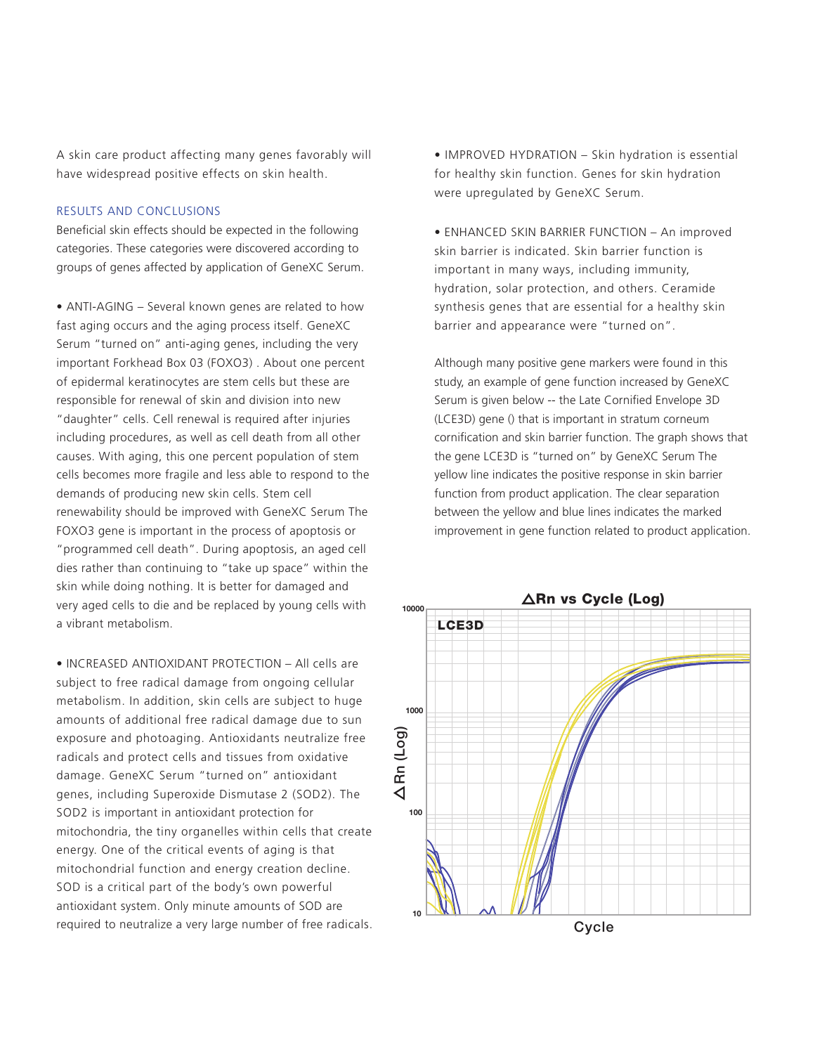A skin care product affecting many genes favorably will have widespread positive effects on skin health.

## RESULTS AND CONCLUSIONS

Beneficial skin effects should be expected in the following categories. These categories were discovered according to groups of genes affected by application of GeneXC Serum.

- ANTI-AGING – Several known genes are related to how fast aging occurs and the aging process itself. GeneXC Serum "turned on" anti-aging genes, including the very important Forkhead Box 03 (FOXO3) . About one percent of epidermal keratinocytes are stem cells but these are responsible for renewal of skin and division into new "daughter" cells. Cell renewal is required after injuries including procedures, as well as cell death from all other causes. With aging, this one percent population of stem cells becomes more fragile and less able to respond to the demands of producing new skin cells. Stem cell renewability should be improved with GeneXC Serum The FOXO3 gene is important in the process of apoptosis or "programmed cell death". During apoptosis, an aged cell dies rather than continuing to "take up space" within the skin while doing nothing. It is better for damaged and very aged cells to die and be replaced by young cells with a vibrant metabolism.

- INCREASED ANTIOXIDANT PROTECTION – All cells are subject to free radical damage from ongoing cellular metabolism. In addition, skin cells are subject to huge amounts of additional free radical damage due to sun exposure and photoaging. Antioxidants neutralize free radicals and protect cells and tissues from oxidative damage. GeneXC Serum "turned on" antioxidant genes, including Superoxide Dismutase 2 (SOD2). The SOD2 is important in antioxidant protection for mitochondria, the tiny organelles within cells that create energy. One of the critical events of aging is that mitochondrial function and energy creation decline. SOD is a critical part of the body's own powerful antioxidant system. Only minute amounts of SOD are required to neutralize a very large number of free radicals.

- IMPROVED HYDRATION – Skin hydration is essential for healthy skin function. Genes for skin hydration were upregulated by GeneXC Serum.

- ENHANCED SKIN BARRIER FUNCTION – An improved skin barrier is indicated. Skin barrier function is important in many ways, including immunity, hydration, solar protection, and others. Ceramide synthesis genes that are essential for a healthy skin barrier and appearance were "turned on".

Although many positive gene markers were found in this study, an example of gene function increased by GeneXC Serum is given below -- the Late Cornified Envelope 3D (LCE3D) gene () that is important in stratum corneum cornification and skin barrier function. The graph shows that the gene LCE3D is "turned on" by GeneXC Serum The yellow line indicates the positive response in skin barrier function from product application. The clear separation between the yellow and blue lines indicates the marked improvement in gene function related to product application.

**ΔRn vs Cycle (Log)** — LCE3D (y-axis: ΔRn (Log), 10 to 10000; x-axis: Cycle)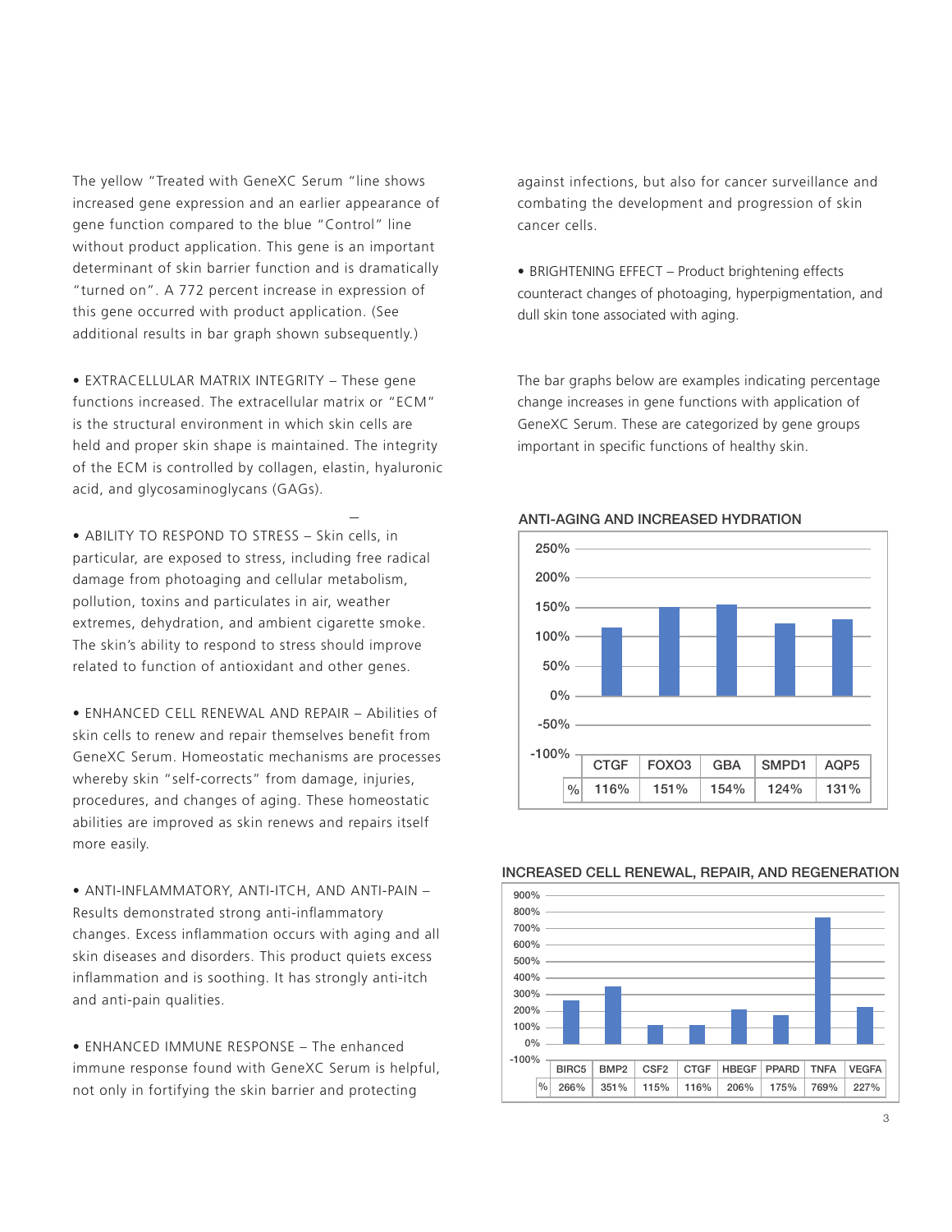The yellow "Treated with GeneXC Serum "line shows increased gene expression and an earlier appearance of gene function compared to the blue "Control" line without product application. This gene is an important determinant of skin barrier function and is dramatically "turned on". A 772 percent increase in expression of this gene occurred with product application. (See additional results in bar graph shown subsequently.)

- EXTRACELLULAR MATRIX INTEGRITY – These gene functions increased. The extracellular matrix or "ECM" is the structural environment in which skin cells are held and proper skin shape is maintained. The integrity of the ECM is controlled by collagen, elastin, hyaluronic acid, and glycosaminoglycans (GAGs).

- ABILITY TO RESPOND TO STRESS – Skin cells, in particular, are exposed to stress, including free radical damage from photoaging and cellular metabolism, pollution, toxins and particulates in air, weather extremes, dehydration, and ambient cigarette smoke. The skin's ability to respond to stress should improve related to function of antioxidant and other genes.

- ENHANCED CELL RENEWAL AND REPAIR – Abilities of skin cells to renew and repair themselves benefit from GeneXC Serum. Homeostatic mechanisms are processes whereby skin "self-corrects" from damage, injuries, procedures, and changes of aging. These homeostatic abilities are improved as skin renews and repairs itself more easily.

- ANTI-INFLAMMATORY, ANTI-ITCH, AND ANTI-PAIN – Results demonstrated strong anti-inflammatory changes. Excess inflammation occurs with aging and all skin diseases and disorders. This product quiets excess inflammation and is soothing. It has strongly anti-itch and anti-pain qualities.

- ENHANCED IMMUNE RESPONSE – The enhanced immune response found with GeneXC Serum is helpful, not only in fortifying the skin barrier and protecting against infections, but also for cancer surveillance and combating the development and progression of skin cancer cells.

- BRIGHTENING EFFECT – Product brightening effects counteract changes of photoaging, hyperpigmentation, and dull skin tone associated with aging.

The bar graphs below are examples indicating percentage change increases in gene functions with application of GeneXC Serum. These are categorized by gene groups important in specific functions of healthy skin.

**ANTI-AGING AND INCREASED HYDRATION**

| | CTGF | FOXO3 | GBA | SMPD1 | AQP5 |
|---|---|---|---|---|---|
| % | 116% | 151% | 154% | 124% | 131% |

**INCREASED CELL RENEWAL, REPAIR, AND REGENERATION**

| | BIRC5 | BMP2 | CSF2 | CTGF | HBEGF | PPARD | TNFA | VEGFA |
|---|---|---|---|---|---|---|---|---|
| % | 266% | 351% | 115% | 116% | 206% | 175% | 769% | 227% |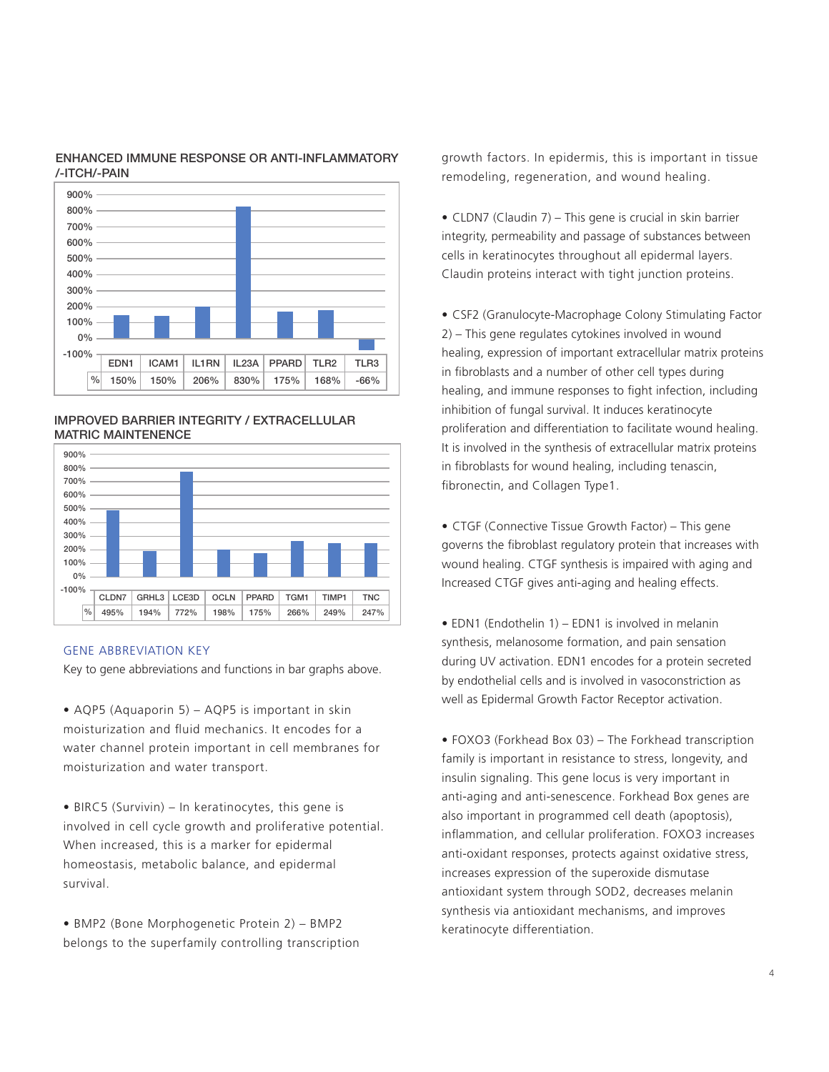### ENHANCED IMMUNE RESPONSE OR ANTI-INFLAMMATORY /-ITCH/-PAIN

| | EDN1 | ICAM1 | IL1RN | IL23A | PPARD | TLR2 | TLR3 |
|---|---|---|---|---|---|---|---|
| % | 150% | 150% | 206% | 830% | 175% | 168% | -66% |

### IMPROVED BARRIER INTEGRITY / EXTRACELLULAR MATRIC MAINTENENCE

| | CLDN7 | GRHL3 | LCE3D | OCLN | PPARD | TGM1 | TIMP1 | TNC |
|---|---|---|---|---|---|---|---|---|
| % | 495% | 194% | 772% | 198% | 175% | 266% | 249% | 247% |

## GENE ABBREVIATION KEY

Key to gene abbreviations and functions in bar graphs above.

- AQP5 (Aquaporin 5) – AQP5 is important in skin moisturization and fluid mechanics. It encodes for a water channel protein important in cell membranes for moisturization and water transport.

- BIRC5 (Survivin) – In keratinocytes, this gene is involved in cell cycle growth and proliferative potential. When increased, this is a marker for epidermal homeostasis, metabolic balance, and epidermal survival.

- BMP2 (Bone Morphogenetic Protein 2) – BMP2 belongs to the superfamily controlling transcription growth factors. In epidermis, this is important in tissue remodeling, regeneration, and wound healing.

- CLDN7 (Claudin 7) – This gene is crucial in skin barrier integrity, permeability and passage of substances between cells in keratinocytes throughout all epidermal layers. Claudin proteins interact with tight junction proteins.

- CSF2 (Granulocyte-Macrophage Colony Stimulating Factor 2) – This gene regulates cytokines involved in wound healing, expression of important extracellular matrix proteins in fibroblasts and a number of other cell types during healing, and immune responses to fight infection, including inhibition of fungal survival. It induces keratinocyte proliferation and differentiation to facilitate wound healing. It is involved in the synthesis of extracellular matrix proteins in fibroblasts for wound healing, including tenascin, fibronectin, and Collagen Type1.

- CTGF (Connective Tissue Growth Factor) – This gene governs the fibroblast regulatory protein that increases with wound healing. CTGF synthesis is impaired with aging and Increased CTGF gives anti-aging and healing effects.

- EDN1 (Endothelin 1) – EDN1 is involved in melanin synthesis, melanosome formation, and pain sensation during UV activation. EDN1 encodes for a protein secreted by endothelial cells and is involved in vasoconstriction as well as Epidermal Growth Factor Receptor activation.

- FOXO3 (Forkhead Box 03) – The Forkhead transcription family is important in resistance to stress, longevity, and insulin signaling. This gene locus is very important in anti-aging and anti-senescence. Forkhead Box genes are also important in programmed cell death (apoptosis), inflammation, and cellular proliferation. FOXO3 increases anti-oxidant responses, protects against oxidative stress, increases expression of the superoxide dismutase antioxidant system through SOD2, decreases melanin synthesis via antioxidant mechanisms, and improves keratinocyte differentiation.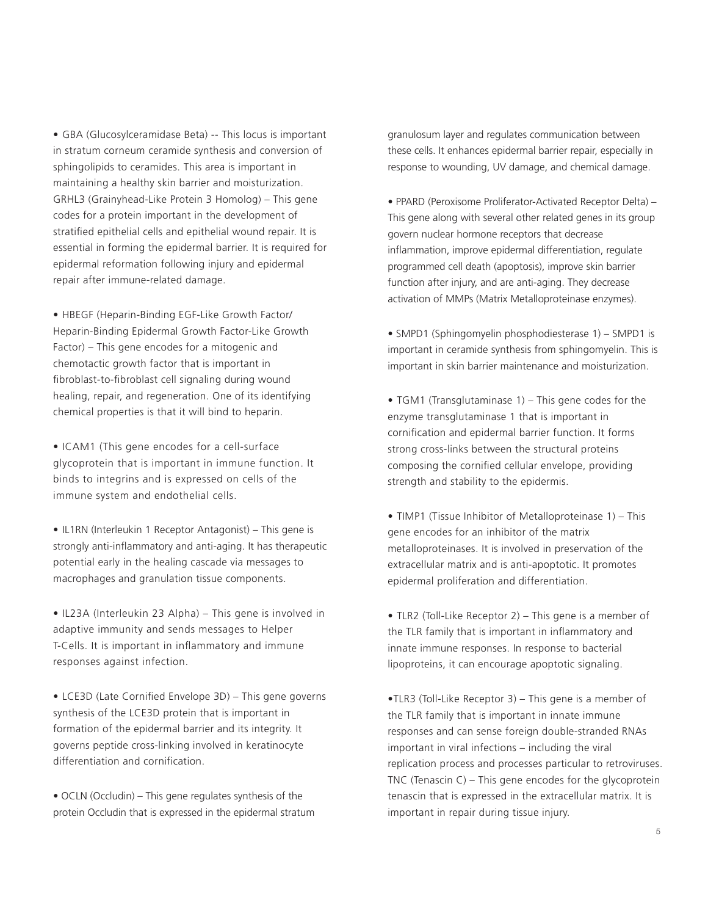• GBA (Glucosylceramidase Beta) -- This locus is important in stratum corneum ceramide synthesis and conversion of sphingolipids to ceramides. This area is important in maintaining a healthy skin barrier and moisturization. GRHL3 (Grainyhead-Like Protein 3 Homolog) – This gene codes for a protein important in the development of stratified epithelial cells and epithelial wound repair. It is essential in forming the epidermal barrier. It is required for epidermal reformation following injury and epidermal repair after immune-related damage.

• HBEGF (Heparin-Binding EGF-Like Growth Factor/ Heparin-Binding Epidermal Growth Factor-Like Growth Factor) – This gene encodes for a mitogenic and chemotactic growth factor that is important in fibroblast-to-fibroblast cell signaling during wound healing, repair, and regeneration. One of its identifying chemical properties is that it will bind to heparin.

• ICAM1 (This gene encodes for a cell-surface glycoprotein that is important in immune function. It binds to integrins and is expressed on cells of the immune system and endothelial cells.

• IL1RN (Interleukin 1 Receptor Antagonist) – This gene is strongly anti-inflammatory and anti-aging. It has therapeutic potential early in the healing cascade via messages to macrophages and granulation tissue components.

• IL23A (Interleukin 23 Alpha) – This gene is involved in adaptive immunity and sends messages to Helper T-Cells. It is important in inflammatory and immune responses against infection.

• LCE3D (Late Cornified Envelope 3D) – This gene governs synthesis of the LCE3D protein that is important in formation of the epidermal barrier and its integrity. It governs peptide cross-linking involved in keratinocyte differentiation and cornification.

• OCLN (Occludin) – This gene regulates synthesis of the protein Occludin that is expressed in the epidermal stratum granulosum layer and regulates communication between these cells. It enhances epidermal barrier repair, especially in response to wounding, UV damage, and chemical damage.

• PPARD (Peroxisome Proliferator-Activated Receptor Delta) – This gene along with several other related genes in its group govern nuclear hormone receptors that decrease inflammation, improve epidermal differentiation, regulate programmed cell death (apoptosis), improve skin barrier function after injury, and are anti-aging. They decrease activation of MMPs (Matrix Metalloproteinase enzymes).

• SMPD1 (Sphingomyelin phosphodiesterase 1) – SMPD1 is important in ceramide synthesis from sphingomyelin. This is important in skin barrier maintenance and moisturization.

• TGM1 (Transglutaminase 1) – This gene codes for the enzyme transglutaminase 1 that is important in cornification and epidermal barrier function. It forms strong cross-links between the structural proteins composing the cornified cellular envelope, providing strength and stability to the epidermis.

• TIMP1 (Tissue Inhibitor of Metalloproteinase 1) – This gene encodes for an inhibitor of the matrix metalloproteinases. It is involved in preservation of the extracellular matrix and is anti-apoptotic. It promotes epidermal proliferation and differentiation.

• TLR2 (Toll-Like Receptor 2) – This gene is a member of the TLR family that is important in inflammatory and innate immune responses. In response to bacterial lipoproteins, it can encourage apoptotic signaling.

•TLR3 (Toll-Like Receptor 3) – This gene is a member of the TLR family that is important in innate immune responses and can sense foreign double-stranded RNAs important in viral infections – including the viral replication process and processes particular to retroviruses. TNC (Tenascin C) – This gene encodes for the glycoprotein tenascin that is expressed in the extracellular matrix. It is important in repair during tissue injury.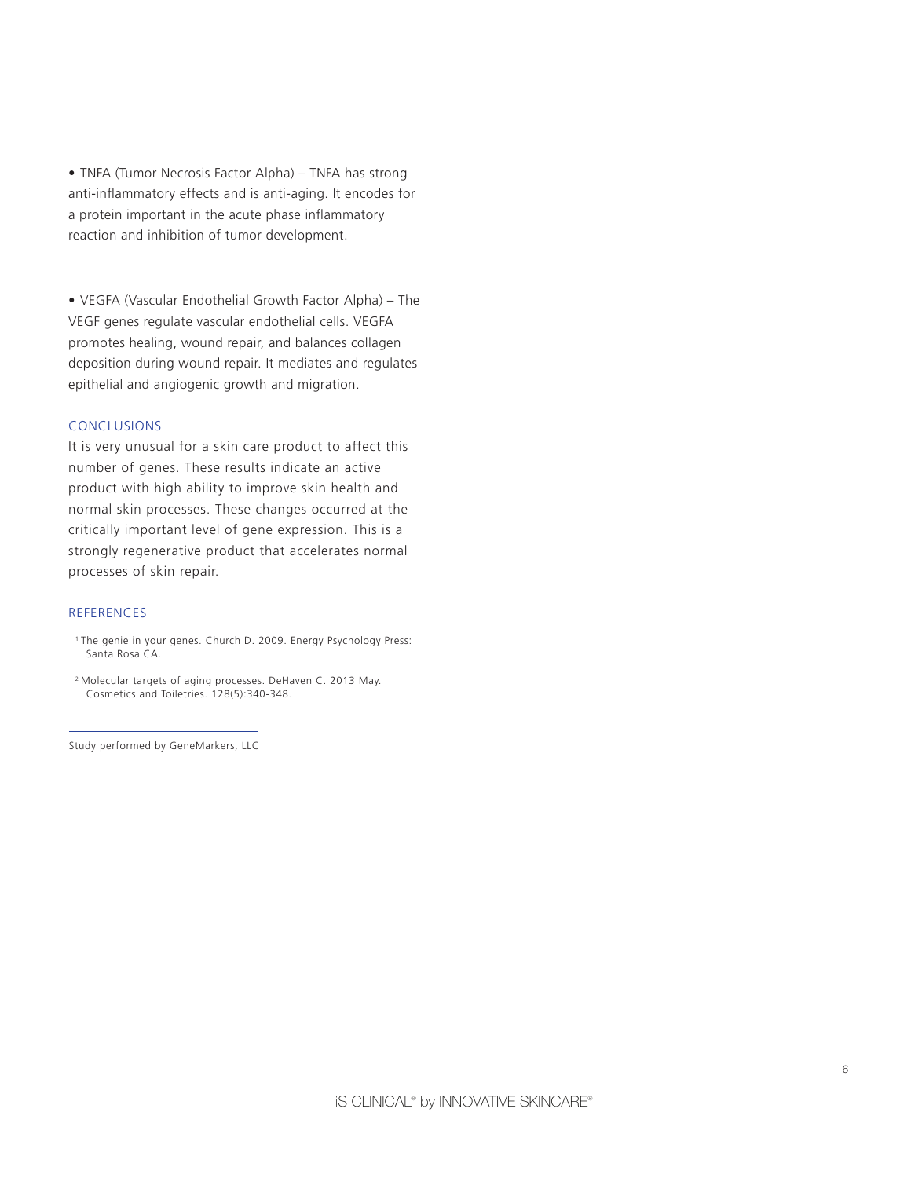- TNFA (Tumor Necrosis Factor Alpha) – TNFA has strong anti-inflammatory effects and is anti-aging. It encodes for a protein important in the acute phase inflammatory reaction and inhibition of tumor development.

- VEGFA (Vascular Endothelial Growth Factor Alpha) – The VEGF genes regulate vascular endothelial cells. VEGFA promotes healing, wound repair, and balances collagen deposition during wound repair. It mediates and regulates epithelial and angiogenic growth and migration.

## CONCLUSIONS

It is very unusual for a skin care product to affect this number of genes. These results indicate an active product with high ability to improve skin health and normal skin processes. These changes occurred at the critically important level of gene expression. This is a strongly regenerative product that accelerates normal processes of skin repair.

## REFERENCES

[1] The genie in your genes. Church D. 2009. Energy Psychology Press: Santa Rosa CA.

[2] Molecular targets of aging processes. DeHaven C. 2013 May. Cosmetics and Toiletries. 128(5):340-348.

---

Study performed by GeneMarkers, LLC